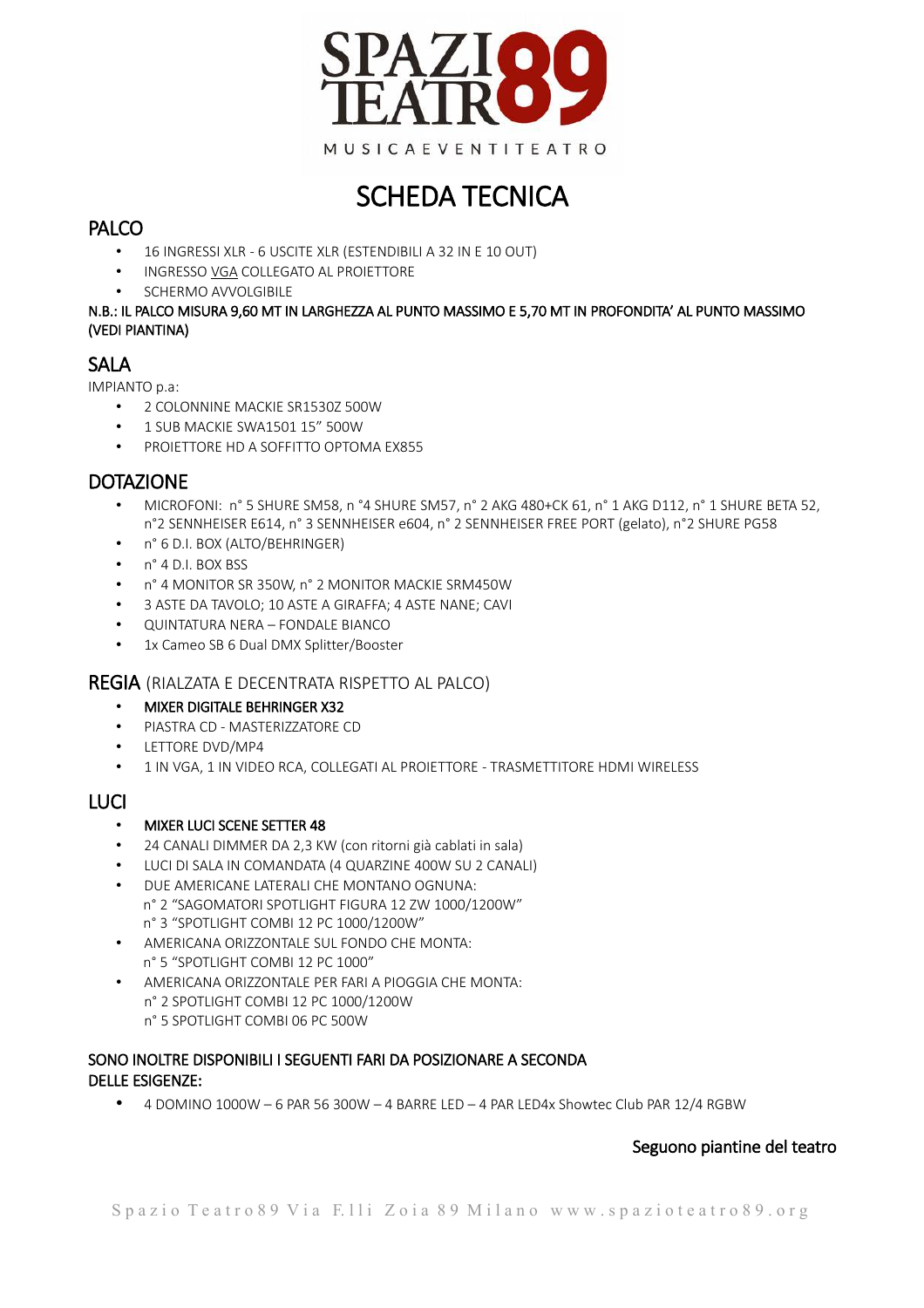# SCHEDA TECNICA

## PALCO

- 16 INGRESSI XLR - 6 USCITE XLR (ESTENDIBILI A 32 IN E 10 OUT)
- INGRESSO VGA COLLEGATO AL PROIETTORE
- SCHERMO AVVOLGIBILE

N.B.: IL PALCO MISURA 9,60 MT IN LARGHEZZA AL PUNTO MASSIMO E 5,70 MT IN PROFONDITA' AL PUNTO MASSIMO (VEDI PIANTINA)

## SALA

IMPIANTO p.a:

- 2 COLONNINE MACKIE SR1530Z 500W
- 1 SUB MACKIE SWA1501 15" 500W
- PROIETTORE HD A SOFFITTO OPTOMA EX855

## DOTAZIONE

- MICROFONI: n° 5 SHURE SM58, n °4 SHURE SM57, n° 2 AKG 480+CK 61, n° 1 AKG D112, n° 1 SHURE BETA 52, n°2 SENNHEISER E614, n° 3 SENNHEISER e604, n° 2 SENNHEISER FREE PORT (gelato), n°2 SHURE PG58
- n° 6 D.I. BOX (ALTO/BEHRINGER)
- n° 4 D.I. BOX BSS
- n° 4 MONITOR SR 350W, n° 2 MONITOR MACKIE SRM450W
- 3 ASTE DA TAVOLO; 10 ASTE A GIRAFFA; 4 ASTE NANE; CAVI
- QUINTATURA NERA – FONDALE BIANCO
- 1x Cameo SB 6 Dual DMX Splitter/Booster

## REGIA (RIALZATA E DECENTRATA RISPETTO AL PALCO)

- MIXER DIGITALE BEHRINGER X32
- PIASTRA CD - MASTERIZZATORE CD
- LETTORE DVD/MP4
- 1 IN VGA, 1 IN VIDEO RCA, COLLEGATI AL PROIETTORE - TRASMETTITORE HDMI WIRELESS

## LUCI

- MIXER LUCI SCENE SETTER 48
- 24 CANALI DIMMER DA 2,3 KW (con ritorni già cablati in sala)
- LUCI DI SALA IN COMANDATA (4 QUARZINE 400W SU 2 CANALI)
- DUE AMERICANE LATERALI CHE MONTANO OGNUNA:
  n° 2 "SAGOMATORI SPOTLIGHT FIGURA 12 ZW 1000/1200W"
  n° 3 "SPOTLIGHT COMBI 12 PC 1000/1200W"
- AMERICANA ORIZZONTALE SUL FONDO CHE MONTA:
  n° 5 "SPOTLIGHT COMBI 12 PC 1000"
- AMERICANA ORIZZONTALE PER FARI A PIOGGIA CHE MONTA:
  n° 2 SPOTLIGHT COMBI 12 PC 1000/1200W
  n° 5 SPOTLIGHT COMBI 06 PC 500W

SONO INOLTRE DISPONIBILI I SEGUENTI FARI DA POSIZIONARE A SECONDA DELLE ESIGENZE:

- 4 DOMINO 1000W – 6 PAR 56 300W – 4 BARRE LED – 4 PAR LED4x Showtec Club PAR 12/4 RGBW

Seguono piantine del teatro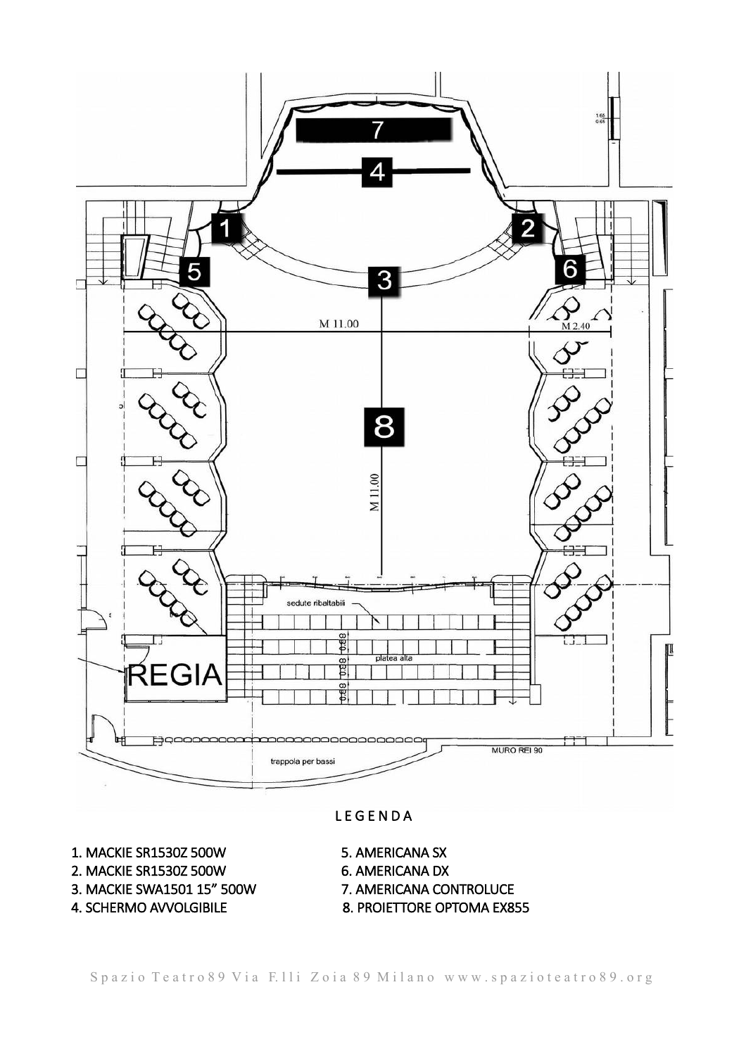REGIA

M 11.00

M 2.40

M 11.00

sedute ribaltabili

platea alta

trappola per bassi

MURO REI 90

LEGENDA

1. MACKIE SR1530Z 500W
2. MACKIE SR1530Z 500W
3. MACKIE SWA1501 15" 500W
4. SCHERMO AVVOLGIBILE
5. AMERICANA SX
6. AMERICANA DX
7. AMERICANA CONTROLUCE
8. PROIETTORE OPTOMA EX855

Spazio Teatro89 Via F.lli Zoia 89 Milano www.spazioteatro89.org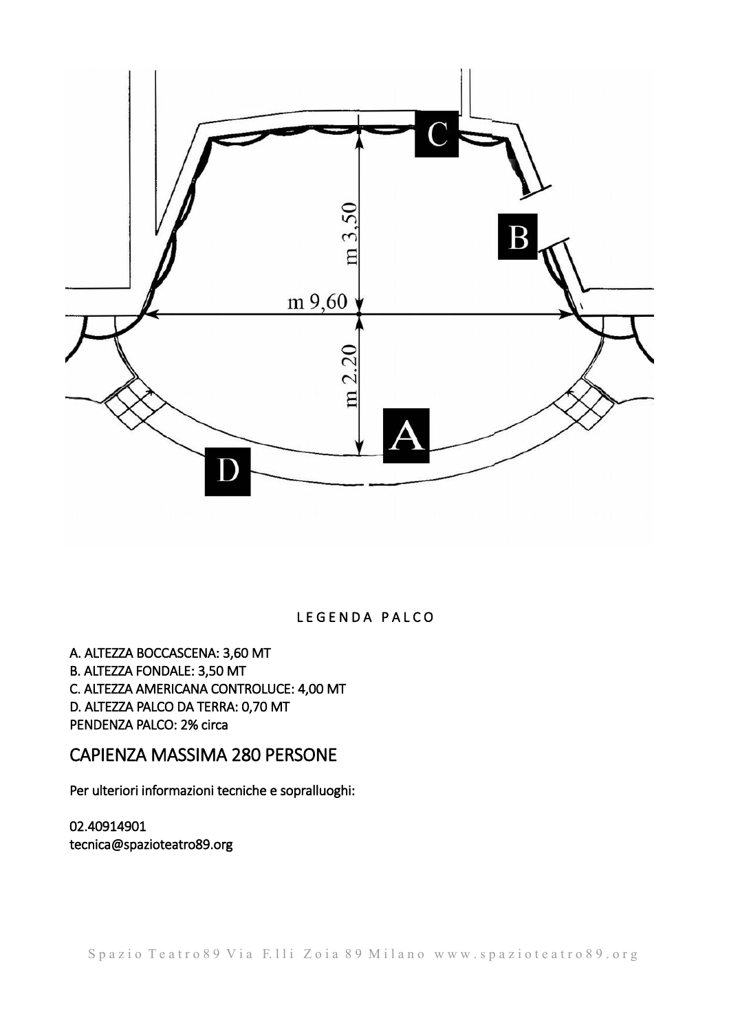m 3,50

m 9,60

m 2.20

A

B

C

D

L E G E N D A   P A L C O

A. ALTEZZA BOCCASCENA: 3,60 MT
B. ALTEZZA FONDALE: 3,50 MT
C. ALTEZZA AMERICANA CONTROLUCE: 4,00 MT
D. ALTEZZA PALCO DA TERRA: 0,70 MT
PENDENZA PALCO: 2% circa

## CAPIENZA MASSIMA 280 PERSONE

Per ulteriori informazioni tecniche e sopralluoghi:

02.40914901
tecnica@spazioteatro89.org

Spazio Teatro89 Via F.lli Zoia 89 Milano www.spazioteatro89.org